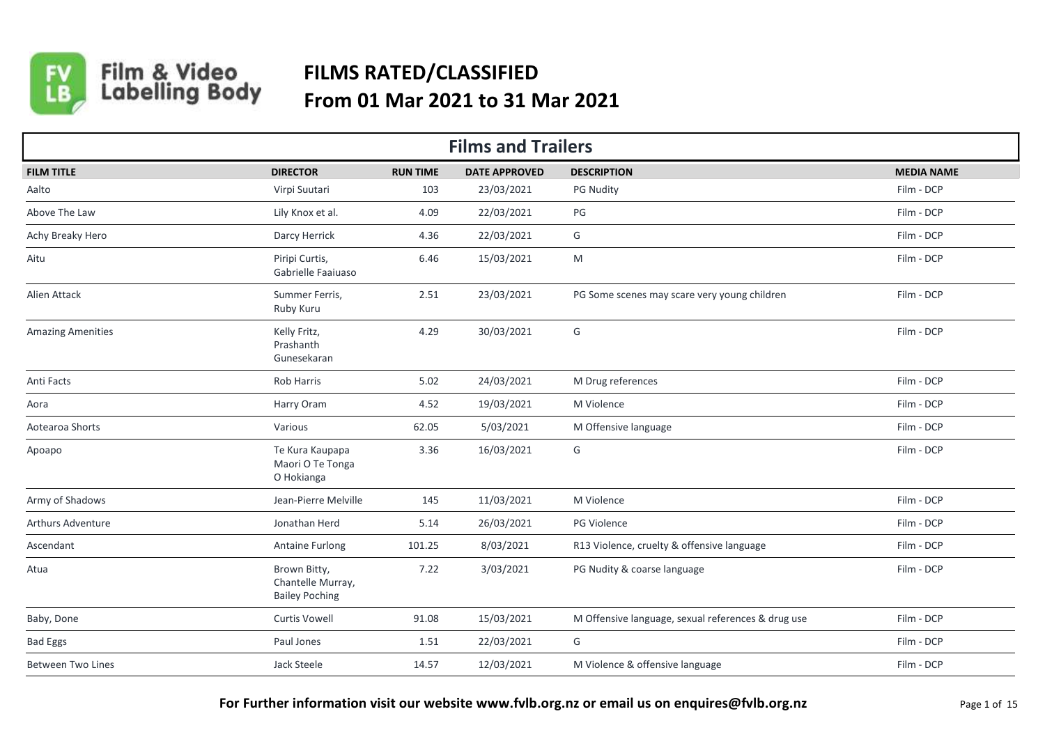# FILMS RATED/CLASSIFIED
## From 01 Mar 2021 to 31 Mar 2021

## Films and Trailers

| FILM TITLE | DIRECTOR | RUN TIME | DATE APPROVED | DESCRIPTION | MEDIA NAME |
|---|---|---|---|---|---|
| Aalto | Virpi Suutari | 103 | 23/03/2021 | PG Nudity | Film - DCP |
| Above The Law | Lily Knox et al. | 4.09 | 22/03/2021 | PG | Film - DCP |
| Achy Breaky Hero | Darcy Herrick | 4.36 | 22/03/2021 | G | Film - DCP |
| Aitu | Piripi Curtis, Gabrielle Faaiuaso | 6.46 | 15/03/2021 | M | Film - DCP |
| Alien Attack | Summer Ferris, Ruby Kuru | 2.51 | 23/03/2021 | PG Some scenes may scare very young children | Film - DCP |
| Amazing Amenities | Kelly Fritz, Prashanth Gunesekaran | 4.29 | 30/03/2021 | G | Film - DCP |
| Anti Facts | Rob Harris | 5.02 | 24/03/2021 | M Drug references | Film - DCP |
| Aora | Harry Oram | 4.52 | 19/03/2021 | M Violence | Film - DCP |
| Aotearoa Shorts | Various | 62.05 | 5/03/2021 | M Offensive language | Film - DCP |
| Apoapo | Te Kura Kaupapa Maori O Te Tonga O Hokianga | 3.36 | 16/03/2021 | G | Film - DCP |
| Army of Shadows | Jean-Pierre Melville | 145 | 11/03/2021 | M Violence | Film - DCP |
| Arthurs Adventure | Jonathan Herd | 5.14 | 26/03/2021 | PG Violence | Film - DCP |
| Ascendant | Antaine Furlong | 101.25 | 8/03/2021 | R13 Violence, cruelty & offensive language | Film - DCP |
| Atua | Brown Bitty, Chantelle Murray, Bailey Poching | 7.22 | 3/03/2021 | PG Nudity & coarse language | Film - DCP |
| Baby, Done | Curtis Vowell | 91.08 | 15/03/2021 | M Offensive language, sexual references & drug use | Film - DCP |
| Bad Eggs | Paul Jones | 1.51 | 22/03/2021 | G | Film - DCP |
| Between Two Lines | Jack Steele | 14.57 | 12/03/2021 | M Violence & offensive language | Film - DCP |

**For Further information visit our website www.fvlb.org.nz or email us on enquires@fvlb.org.nz**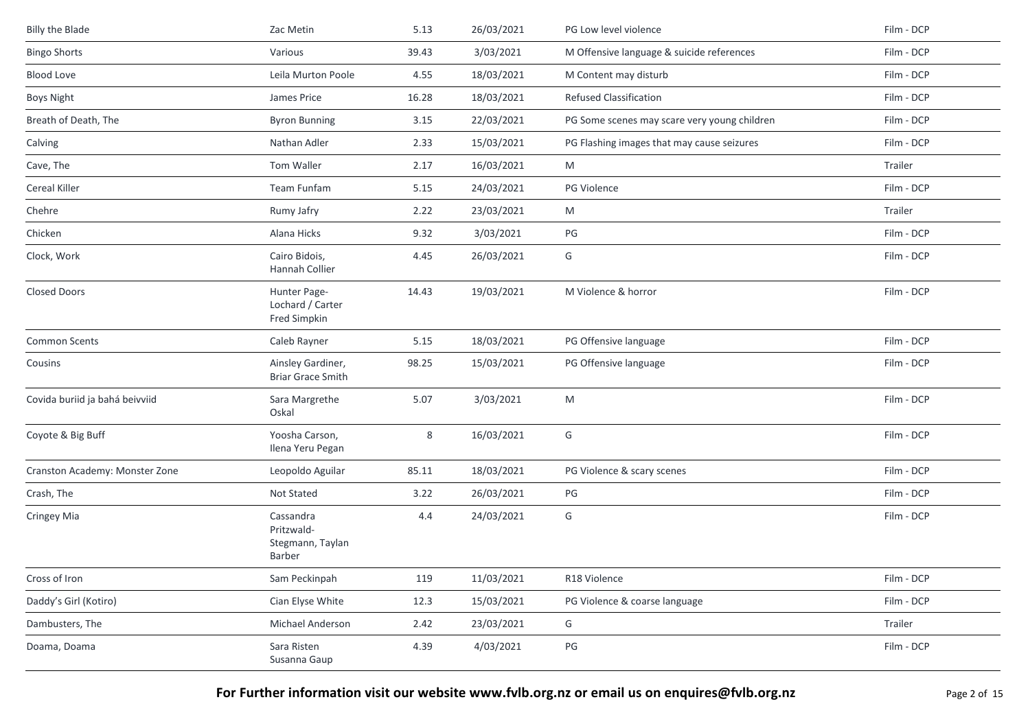| | | | | | |
|---|---|---|---|---|---|
| Billy the Blade | Zac Metin | 5.13 | 26/03/2021 | PG Low level violence | Film - DCP |
| Bingo Shorts | Various | 39.43 | 3/03/2021 | M Offensive language & suicide references | Film - DCP |
| Blood Love | Leila Murton Poole | 4.55 | 18/03/2021 | M Content may disturb | Film - DCP |
| Boys Night | James Price | 16.28 | 18/03/2021 | Refused Classification | Film - DCP |
| Breath of Death, The | Byron Bunning | 3.15 | 22/03/2021 | PG Some scenes may scare very young children | Film - DCP |
| Calving | Nathan Adler | 2.33 | 15/03/2021 | PG Flashing images that may cause seizures | Film - DCP |
| Cave, The | Tom Waller | 2.17 | 16/03/2021 | M | Trailer |
| Cereal Killer | Team Funfam | 5.15 | 24/03/2021 | PG Violence | Film - DCP |
| Chehre | Rumy Jafry | 2.22 | 23/03/2021 | M | Trailer |
| Chicken | Alana Hicks | 9.32 | 3/03/2021 | PG | Film - DCP |
| Clock, Work | Cairo Bidois, Hannah Collier | 4.45 | 26/03/2021 | G | Film - DCP |
| Closed Doors | Hunter Page-Lochard / Carter Fred Simpkin | 14.43 | 19/03/2021 | M Violence & horror | Film - DCP |
| Common Scents | Caleb Rayner | 5.15 | 18/03/2021 | PG Offensive language | Film - DCP |
| Cousins | Ainsley Gardiner, Briar Grace Smith | 98.25 | 15/03/2021 | PG Offensive language | Film - DCP |
| Covida buriid ja bahá beivviid | Sara Margrethe Oskal | 5.07 | 3/03/2021 | M | Film - DCP |
| Coyote & Big Buff | Yoosha Carson, Ilena Yeru Pegan | 8 | 16/03/2021 | G | Film - DCP |
| Cranston Academy: Monster Zone | Leopoldo Aguilar | 85.11 | 18/03/2021 | PG Violence & scary scenes | Film - DCP |
| Crash, The | Not Stated | 3.22 | 26/03/2021 | PG | Film - DCP |
| Cringey Mia | Cassandra Pritzwald-Stegmann, Taylan Barber | 4.4 | 24/03/2021 | G | Film - DCP |
| Cross of Iron | Sam Peckinpah | 119 | 11/03/2021 | R18 Violence | Film - DCP |
| Daddy's Girl (Kotiro) | Cian Elyse White | 12.3 | 15/03/2021 | PG Violence & coarse language | Film - DCP |
| Dambusters, The | Michael Anderson | 2.42 | 23/03/2021 | G | Trailer |
| Doama, Doama | Sara Risten Susanna Gaup | 4.39 | 4/03/2021 | PG | Film - DCP |

**For Further information visit our website www.fvlb.org.nz or email us on enquires@fvlb.org.nz**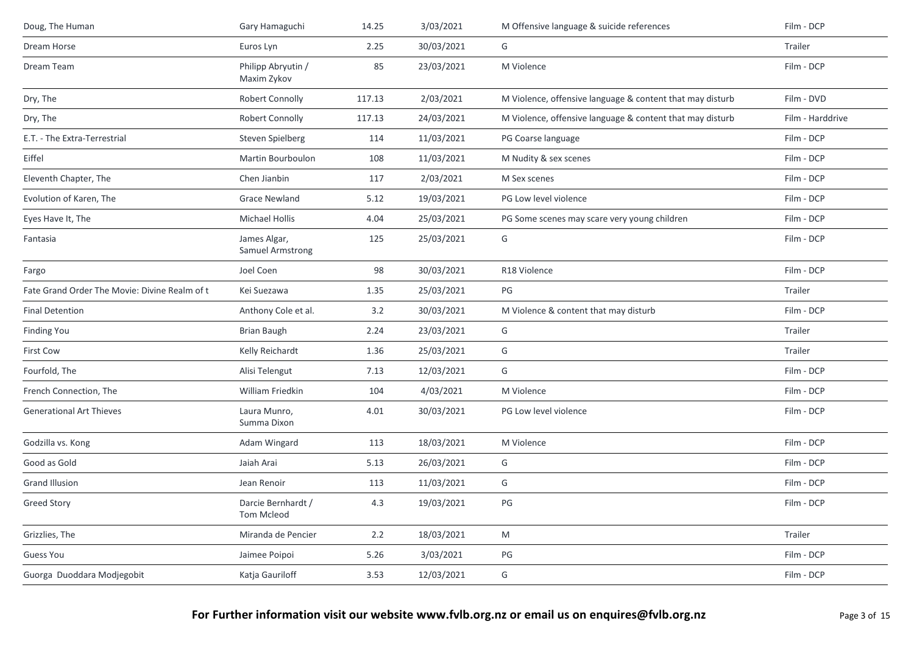| Doug, The Human | Gary Hamaguchi | 14.25 | 3/03/2021 | M Offensive language & suicide references | Film - DCP |
|---|---|---|---|---|---|
| Dream Horse | Euros Lyn | 2.25 | 30/03/2021 | G | Trailer |
| Dream Team | Philipp Abryutin / Maxim Zykov | 85 | 23/03/2021 | M Violence | Film - DCP |
| Dry, The | Robert Connolly | 117.13 | 2/03/2021 | M Violence, offensive language & content that may disturb | Film - DVD |
| Dry, The | Robert Connolly | 117.13 | 24/03/2021 | M Violence, offensive language & content that may disturb | Film - Harddrive |
| E.T. - The Extra-Terrestrial | Steven Spielberg | 114 | 11/03/2021 | PG Coarse language | Film - DCP |
| Eiffel | Martin Bourboulon | 108 | 11/03/2021 | M Nudity & sex scenes | Film - DCP |
| Eleventh Chapter, The | Chen Jianbin | 117 | 2/03/2021 | M Sex scenes | Film - DCP |
| Evolution of Karen, The | Grace Newland | 5.12 | 19/03/2021 | PG Low level violence | Film - DCP |
| Eyes Have It, The | Michael Hollis | 4.04 | 25/03/2021 | PG Some scenes may scare very young children | Film - DCP |
| Fantasia | James Algar, Samuel Armstrong | 125 | 25/03/2021 | G | Film - DCP |
| Fargo | Joel Coen | 98 | 30/03/2021 | R18 Violence | Film - DCP |
| Fate Grand Order The Movie: Divine Realm of t | Kei Suezawa | 1.35 | 25/03/2021 | PG | Trailer |
| Final Detention | Anthony Cole et al. | 3.2 | 30/03/2021 | M Violence & content that may disturb | Film - DCP |
| Finding You | Brian Baugh | 2.24 | 23/03/2021 | G | Trailer |
| First Cow | Kelly Reichardt | 1.36 | 25/03/2021 | G | Trailer |
| Fourfold, The | Alisi Telengut | 7.13 | 12/03/2021 | G | Film - DCP |
| French Connection, The | William Friedkin | 104 | 4/03/2021 | M Violence | Film - DCP |
| Generational Art Thieves | Laura Munro, Summa Dixon | 4.01 | 30/03/2021 | PG Low level violence | Film - DCP |
| Godzilla vs. Kong | Adam Wingard | 113 | 18/03/2021 | M Violence | Film - DCP |
| Good as Gold | Jaiah Arai | 5.13 | 26/03/2021 | G | Film - DCP |
| Grand Illusion | Jean Renoir | 113 | 11/03/2021 | G | Film - DCP |
| Greed Story | Darcie Bernhardt / Tom Mcleod | 4.3 | 19/03/2021 | PG | Film - DCP |
| Grizzlies, The | Miranda de Pencier | 2.2 | 18/03/2021 | M | Trailer |
| Guess You | Jaimee Poipoi | 5.26 | 3/03/2021 | PG | Film - DCP |
| Guorga Duoddara Modjegobit | Katja Gauriloff | 3.53 | 12/03/2021 | G | Film - DCP |

**For Further information visit our website www.fvlb.org.nz or email us on enquires@fvlb.org.nz**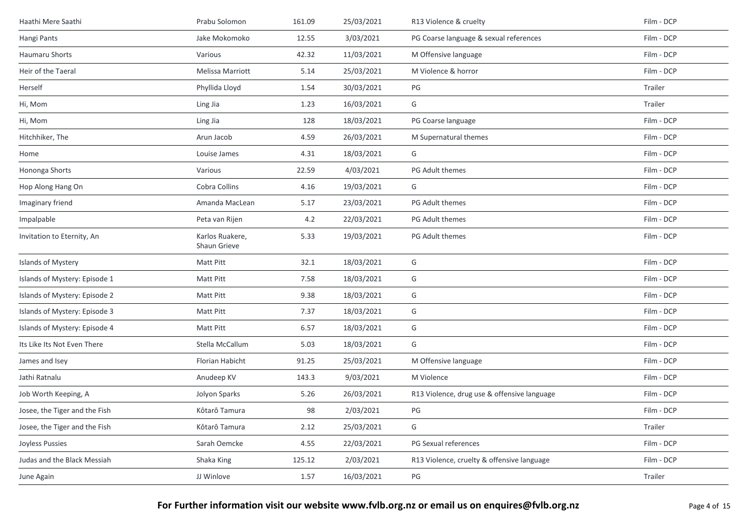| | | | | | |
|---|---|---|---|---|---|
| Haathi Mere Saathi | Prabu Solomon | 161.09 | 25/03/2021 | R13 Violence & cruelty | Film - DCP |
| Hangi Pants | Jake Mokomoko | 12.55 | 3/03/2021 | PG Coarse language & sexual references | Film - DCP |
| Haumaru Shorts | Various | 42.32 | 11/03/2021 | M Offensive language | Film - DCP |
| Heir of the Taeral | Melissa Marriott | 5.14 | 25/03/2021 | M Violence & horror | Film - DCP |
| Herself | Phyllida Lloyd | 1.54 | 30/03/2021 | PG | Trailer |
| Hi, Mom | Ling Jia | 1.23 | 16/03/2021 | G | Trailer |
| Hi, Mom | Ling Jia | 128 | 18/03/2021 | PG Coarse language | Film - DCP |
| Hitchhiker, The | Arun Jacob | 4.59 | 26/03/2021 | M Supernatural themes | Film - DCP |
| Home | Louise James | 4.31 | 18/03/2021 | G | Film - DCP |
| Hononga Shorts | Various | 22.59 | 4/03/2021 | PG Adult themes | Film - DCP |
| Hop Along Hang On | Cobra Collins | 4.16 | 19/03/2021 | G | Film - DCP |
| Imaginary friend | Amanda MacLean | 5.17 | 23/03/2021 | PG Adult themes | Film - DCP |
| Impalpable | Peta van Rijen | 4.2 | 22/03/2021 | PG Adult themes | Film - DCP |
| Invitation to Eternity, An | Karlos Ruakere, Shaun Grieve | 5.33 | 19/03/2021 | PG Adult themes | Film - DCP |
| Islands of Mystery | Matt Pitt | 32.1 | 18/03/2021 | G | Film - DCP |
| Islands of Mystery: Episode 1 | Matt Pitt | 7.58 | 18/03/2021 | G | Film - DCP |
| Islands of Mystery: Episode 2 | Matt Pitt | 9.38 | 18/03/2021 | G | Film - DCP |
| Islands of Mystery: Episode 3 | Matt Pitt | 7.37 | 18/03/2021 | G | Film - DCP |
| Islands of Mystery: Episode 4 | Matt Pitt | 6.57 | 18/03/2021 | G | Film - DCP |
| Its Like Its Not Even There | Stella McCallum | 5.03 | 18/03/2021 | G | Film - DCP |
| James and Isey | Florian Habicht | 91.25 | 25/03/2021 | M Offensive language | Film - DCP |
| Jathi Ratnalu | Anudeep KV | 143.3 | 9/03/2021 | M Violence | Film - DCP |
| Job Worth Keeping, A | Jolyon Sparks | 5.26 | 26/03/2021 | R13 Violence, drug use & offensive language | Film - DCP |
| Josee, the Tiger and the Fish | Kôtarô Tamura | 98 | 2/03/2021 | PG | Film - DCP |
| Josee, the Tiger and the Fish | Kôtarô Tamura | 2.12 | 25/03/2021 | G | Trailer |
| Joyless Pussies | Sarah Oemcke | 4.55 | 22/03/2021 | PG Sexual references | Film - DCP |
| Judas and the Black Messiah | Shaka King | 125.12 | 2/03/2021 | R13 Violence, cruelty & offensive language | Film - DCP |
| June Again | JJ Winlove | 1.57 | 16/03/2021 | PG | Trailer |

**For Further information visit our website www.fvlb.org.nz or email us on enquires@fvlb.org.nz**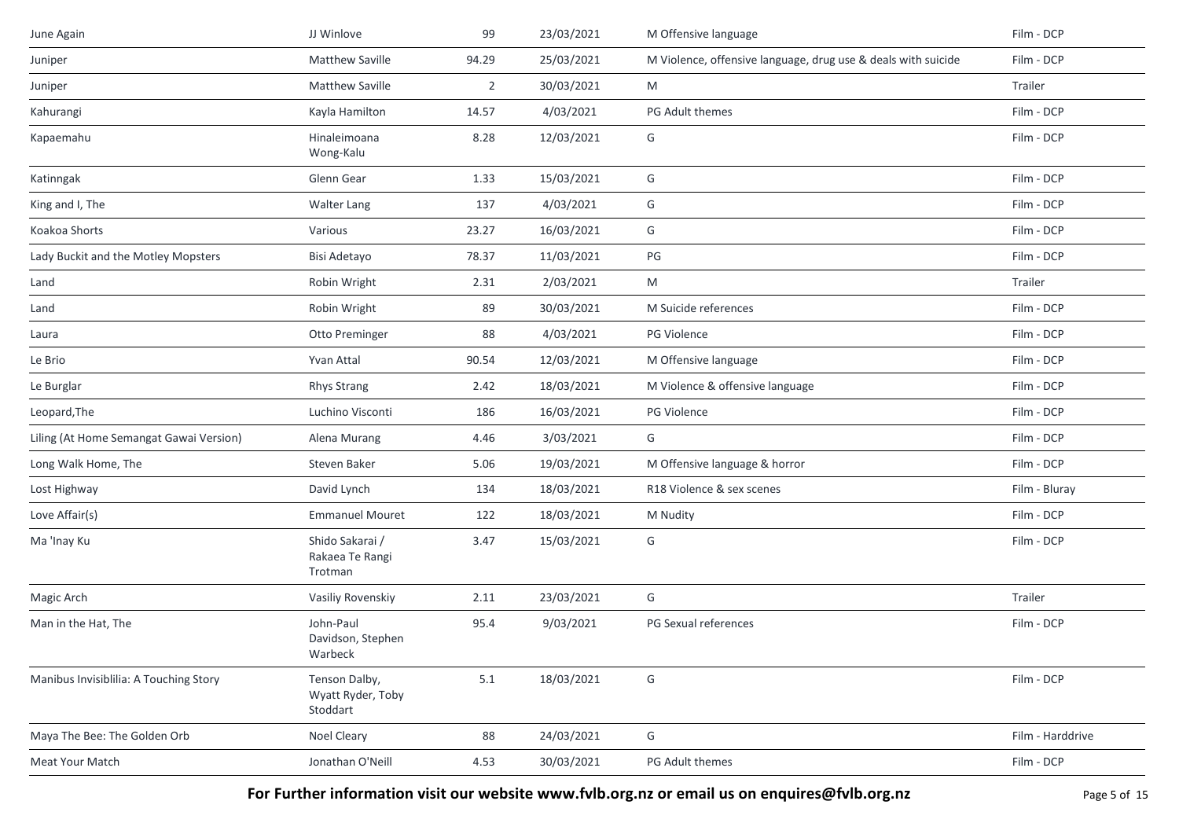| | | | | | |
|---|---|---|---|---|---|
| June Again | JJ Winlove | 99 | 23/03/2021 | M Offensive language | Film - DCP |
| Juniper | Matthew Saville | 94.29 | 25/03/2021 | M Violence, offensive language, drug use & deals with suicide | Film - DCP |
| Juniper | Matthew Saville | 2 | 30/03/2021 | M | Trailer |
| Kahurangi | Kayla Hamilton | 14.57 | 4/03/2021 | PG Adult themes | Film - DCP |
| Kapaemahu | Hinaleimoana Wong-Kalu | 8.28 | 12/03/2021 | G | Film - DCP |
| Katinngak | Glenn Gear | 1.33 | 15/03/2021 | G | Film - DCP |
| King and I, The | Walter Lang | 137 | 4/03/2021 | G | Film - DCP |
| Koakoa Shorts | Various | 23.27 | 16/03/2021 | G | Film - DCP |
| Lady Buckit and the Motley Mopsters | Bisi Adetayo | 78.37 | 11/03/2021 | PG | Film - DCP |
| Land | Robin Wright | 2.31 | 2/03/2021 | M | Trailer |
| Land | Robin Wright | 89 | 30/03/2021 | M Suicide references | Film - DCP |
| Laura | Otto Preminger | 88 | 4/03/2021 | PG Violence | Film - DCP |
| Le Brio | Yvan Attal | 90.54 | 12/03/2021 | M Offensive language | Film - DCP |
| Le Burglar | Rhys Strang | 2.42 | 18/03/2021 | M Violence & offensive language | Film - DCP |
| Leopard,The | Luchino Visconti | 186 | 16/03/2021 | PG Violence | Film - DCP |
| Liling (At Home Semangat Gawai Version) | Alena Murang | 4.46 | 3/03/2021 | G | Film - DCP |
| Long Walk Home, The | Steven Baker | 5.06 | 19/03/2021 | M Offensive language & horror | Film - DCP |
| Lost Highway | David Lynch | 134 | 18/03/2021 | R18 Violence & sex scenes | Film - Bluray |
| Love Affair(s) | Emmanuel Mouret | 122 | 18/03/2021 | M Nudity | Film - DCP |
| Ma 'Inay Ku | Shido Sakarai / Rakaea Te Rangi Trotman | 3.47 | 15/03/2021 | G | Film - DCP |
| Magic Arch | Vasiliy Rovenskiy | 2.11 | 23/03/2021 | G | Trailer |
| Man in the Hat, The | John-Paul Davidson, Stephen Warbeck | 95.4 | 9/03/2021 | PG Sexual references | Film - DCP |
| Manibus Invisiblilia: A Touching Story | Tenson Dalby, Wyatt Ryder, Toby Stoddart | 5.1 | 18/03/2021 | G | Film - DCP |
| Maya The Bee: The Golden Orb | Noel Cleary | 88 | 24/03/2021 | G | Film - Harddrive |
| Meat Your Match | Jonathan O'Neill | 4.53 | 30/03/2021 | PG Adult themes | Film - DCP |

**For Further information visit our website www.fvlb.org.nz or email us on enquires@fvlb.org.nz**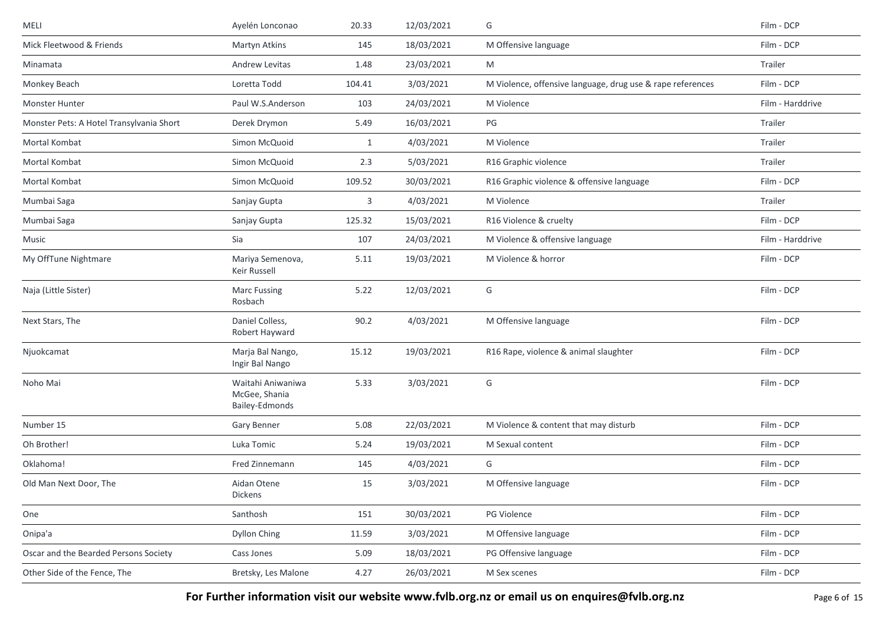| | | | | | |
|---|---|---|---|---|---|
| MELI | Ayelén Lonconao | 20.33 | 12/03/2021 | G | Film - DCP |
| Mick Fleetwood & Friends | Martyn Atkins | 145 | 18/03/2021 | M Offensive language | Film - DCP |
| Minamata | Andrew Levitas | 1.48 | 23/03/2021 | M | Trailer |
| Monkey Beach | Loretta Todd | 104.41 | 3/03/2021 | M Violence, offensive language, drug use & rape references | Film - DCP |
| Monster Hunter | Paul W.S.Anderson | 103 | 24/03/2021 | M Violence | Film - Harddrive |
| Monster Pets: A Hotel Transylvania Short | Derek Drymon | 5.49 | 16/03/2021 | PG | Trailer |
| Mortal Kombat | Simon McQuoid | 1 | 4/03/2021 | M Violence | Trailer |
| Mortal Kombat | Simon McQuoid | 2.3 | 5/03/2021 | R16 Graphic violence | Trailer |
| Mortal Kombat | Simon McQuoid | 109.52 | 30/03/2021 | R16 Graphic violence & offensive language | Film - DCP |
| Mumbai Saga | Sanjay Gupta | 3 | 4/03/2021 | M Violence | Trailer |
| Mumbai Saga | Sanjay Gupta | 125.32 | 15/03/2021 | R16 Violence & cruelty | Film - DCP |
| Music | Sia | 107 | 24/03/2021 | M Violence & offensive language | Film - Harddrive |
| My OffTune Nightmare | Mariya Semenova, Keir Russell | 5.11 | 19/03/2021 | M Violence & horror | Film - DCP |
| Naja (Little Sister) | Marc Fussing Rosbach | 5.22 | 12/03/2021 | G | Film - DCP |
| Next Stars, The | Daniel Colless, Robert Hayward | 90.2 | 4/03/2021 | M Offensive language | Film - DCP |
| Njuokcamat | Marja Bal Nango, Ingir Bal Nango | 15.12 | 19/03/2021 | R16 Rape, violence & animal slaughter | Film - DCP |
| Noho Mai | Waitahi Aniwaniwa McGee, Shania Bailey-Edmonds | 5.33 | 3/03/2021 | G | Film - DCP |
| Number 15 | Gary Benner | 5.08 | 22/03/2021 | M Violence & content that may disturb | Film - DCP |
| Oh Brother! | Luka Tomic | 5.24 | 19/03/2021 | M Sexual content | Film - DCP |
| Oklahoma! | Fred Zinnemann | 145 | 4/03/2021 | G | Film - DCP |
| Old Man Next Door, The | Aidan Otene Dickens | 15 | 3/03/2021 | M Offensive language | Film - DCP |
| One | Santhosh | 151 | 30/03/2021 | PG Violence | Film - DCP |
| Onipa'a | Dyllon Ching | 11.59 | 3/03/2021 | M Offensive language | Film - DCP |
| Oscar and the Bearded Persons Society | Cass Jones | 5.09 | 18/03/2021 | PG Offensive language | Film - DCP |
| Other Side of the Fence, The | Bretsky, Les Malone | 4.27 | 26/03/2021 | M Sex scenes | Film - DCP |

**For Further information visit our website www.fvlb.org.nz or email us on enquires@fvlb.org.nz**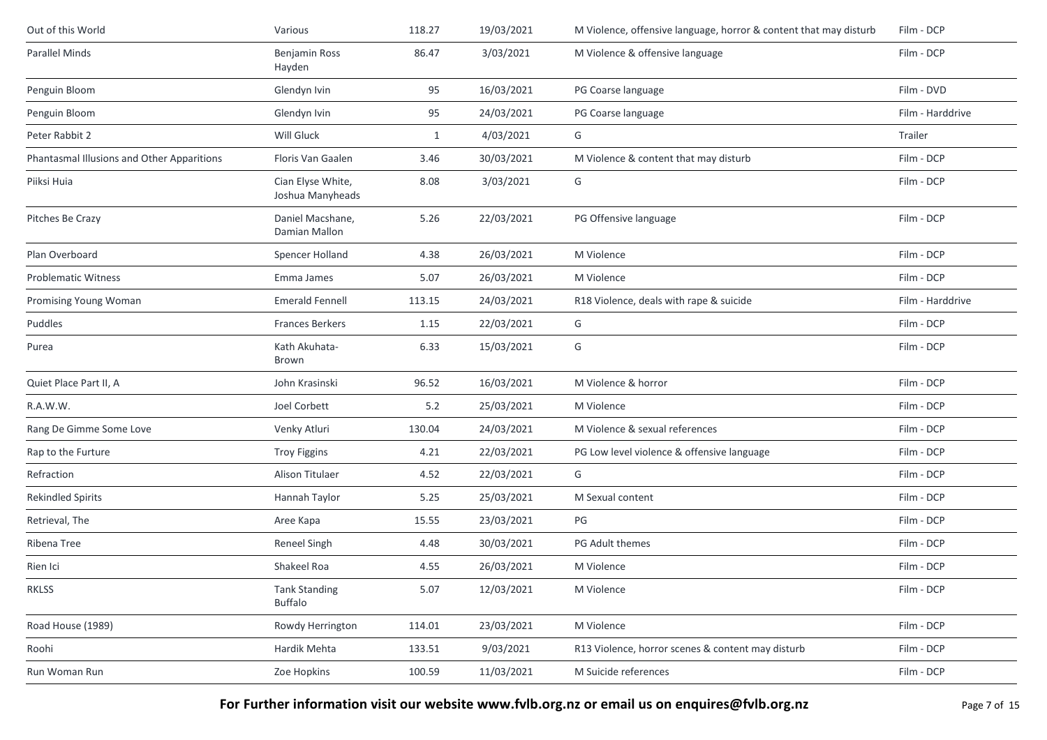| | | | | | |
|---|---|---|---|---|---|
| Out of this World | Various | 118.27 | 19/03/2021 | M Violence, offensive language, horror & content that may disturb | Film - DCP |
| Parallel Minds | Benjamin Ross Hayden | 86.47 | 3/03/2021 | M Violence & offensive language | Film - DCP |
| Penguin Bloom | Glendyn Ivin | 95 | 16/03/2021 | PG Coarse language | Film - DVD |
| Penguin Bloom | Glendyn Ivin | 95 | 24/03/2021 | PG Coarse language | Film - Harddrive |
| Peter Rabbit 2 | Will Gluck | 1 | 4/03/2021 | G | Trailer |
| Phantasmal Illusions and Other Apparitions | Floris Van Gaalen | 3.46 | 30/03/2021 | M Violence & content that may disturb | Film - DCP |
| Piiksi Huia | Cian Elyse White, Joshua Manyheads | 8.08 | 3/03/2021 | G | Film - DCP |
| Pitches Be Crazy | Daniel Macshane, Damian Mallon | 5.26 | 22/03/2021 | PG Offensive language | Film - DCP |
| Plan Overboard | Spencer Holland | 4.38 | 26/03/2021 | M Violence | Film - DCP |
| Problematic Witness | Emma James | 5.07 | 26/03/2021 | M Violence | Film - DCP |
| Promising Young Woman | Emerald Fennell | 113.15 | 24/03/2021 | R18 Violence, deals with rape & suicide | Film - Harddrive |
| Puddles | Frances Berkers | 1.15 | 22/03/2021 | G | Film - DCP |
| Purea | Kath Akuhata-Brown | 6.33 | 15/03/2021 | G | Film - DCP |
| Quiet Place Part II, A | John Krasinski | 96.52 | 16/03/2021 | M Violence & horror | Film - DCP |
| R.A.W.W. | Joel Corbett | 5.2 | 25/03/2021 | M Violence | Film - DCP |
| Rang De Gimme Some Love | Venky Atluri | 130.04 | 24/03/2021 | M Violence & sexual references | Film - DCP |
| Rap to the Furture | Troy Figgins | 4.21 | 22/03/2021 | PG Low level violence & offensive language | Film - DCP |
| Refraction | Alison Titulaer | 4.52 | 22/03/2021 | G | Film - DCP |
| Rekindled Spirits | Hannah Taylor | 5.25 | 25/03/2021 | M Sexual content | Film - DCP |
| Retrieval, The | Aree Kapa | 15.55 | 23/03/2021 | PG | Film - DCP |
| Ribena Tree | Reneel Singh | 4.48 | 30/03/2021 | PG Adult themes | Film - DCP |
| Rien Ici | Shakeel Roa | 4.55 | 26/03/2021 | M Violence | Film - DCP |
| RKLSS | Tank Standing Buffalo | 5.07 | 12/03/2021 | M Violence | Film - DCP |
| Road House (1989) | Rowdy Herrington | 114.01 | 23/03/2021 | M Violence | Film - DCP |
| Roohi | Hardik Mehta | 133.51 | 9/03/2021 | R13 Violence, horror scenes & content may disturb | Film - DCP |
| Run Woman Run | Zoe Hopkins | 100.59 | 11/03/2021 | M Suicide references | Film - DCP |

**For Further information visit our website www.fvlb.org.nz or email us on enquires@fvlb.org.nz**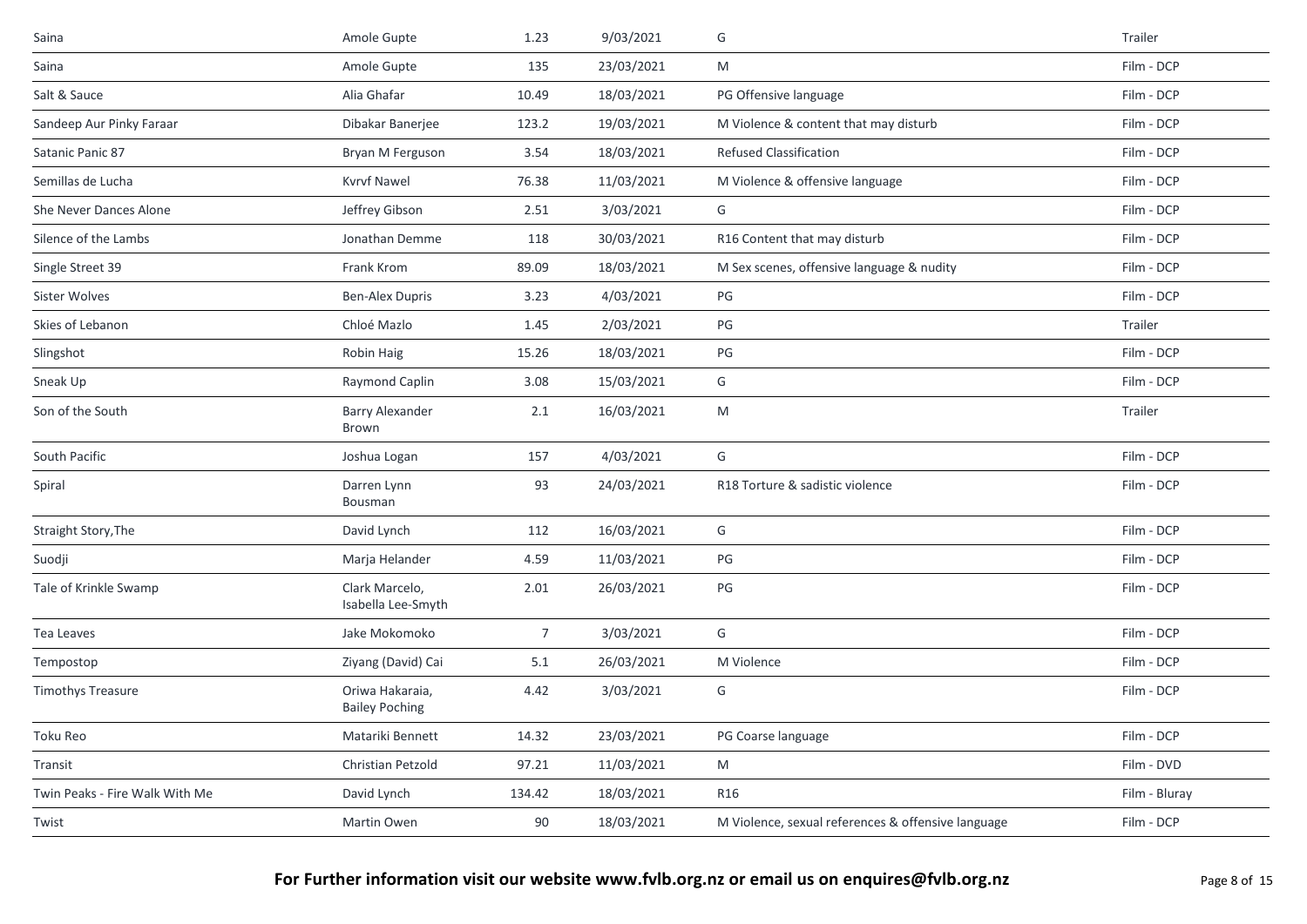| Saina | Amole Gupte | 1.23 | 9/03/2021 | G | Trailer |
|---|---|---|---|---|---|
| Saina | Amole Gupte | 135 | 23/03/2021 | M | Film - DCP |
| Salt & Sauce | Alia Ghafar | 10.49 | 18/03/2021 | PG Offensive language | Film - DCP |
| Sandeep Aur Pinky Faraar | Dibakar Banerjee | 123.2 | 19/03/2021 | M Violence & content that may disturb | Film - DCP |
| Satanic Panic 87 | Bryan M Ferguson | 3.54 | 18/03/2021 | Refused Classification | Film - DCP |
| Semillas de Lucha | Kvrvf Nawel | 76.38 | 11/03/2021 | M Violence & offensive language | Film - DCP |
| She Never Dances Alone | Jeffrey Gibson | 2.51 | 3/03/2021 | G | Film - DCP |
| Silence of the Lambs | Jonathan Demme | 118 | 30/03/2021 | R16 Content that may disturb | Film - DCP |
| Single Street 39 | Frank Krom | 89.09 | 18/03/2021 | M Sex scenes, offensive language & nudity | Film - DCP |
| Sister Wolves | Ben-Alex Dupris | 3.23 | 4/03/2021 | PG | Film - DCP |
| Skies of Lebanon | Chloé Mazlo | 1.45 | 2/03/2021 | PG | Trailer |
| Slingshot | Robin Haig | 15.26 | 18/03/2021 | PG | Film - DCP |
| Sneak Up | Raymond Caplin | 3.08 | 15/03/2021 | G | Film - DCP |
| Son of the South | Barry Alexander Brown | 2.1 | 16/03/2021 | M | Trailer |
| South Pacific | Joshua Logan | 157 | 4/03/2021 | G | Film - DCP |
| Spiral | Darren Lynn Bousman | 93 | 24/03/2021 | R18 Torture & sadistic violence | Film - DCP |
| Straight Story,The | David Lynch | 112 | 16/03/2021 | G | Film - DCP |
| Suodji | Marja Helander | 4.59 | 11/03/2021 | PG | Film - DCP |
| Tale of Krinkle Swamp | Clark Marcelo, Isabella Lee-Smyth | 2.01 | 26/03/2021 | PG | Film - DCP |
| Tea Leaves | Jake Mokomoko | 7 | 3/03/2021 | G | Film - DCP |
| Tempostop | Ziyang (David) Cai | 5.1 | 26/03/2021 | M Violence | Film - DCP |
| Timothys Treasure | Oriwa Hakaraia, Bailey Poching | 4.42 | 3/03/2021 | G | Film - DCP |
| Toku Reo | Matariki Bennett | 14.32 | 23/03/2021 | PG Coarse language | Film - DCP |
| Transit | Christian Petzold | 97.21 | 11/03/2021 | M | Film - DVD |
| Twin Peaks - Fire Walk With Me | David Lynch | 134.42 | 18/03/2021 | R16 | Film - Bluray |
| Twist | Martin Owen | 90 | 18/03/2021 | M Violence, sexual references & offensive language | Film - DCP |

**For Further information visit our website www.fvlb.org.nz or email us on enquires@fvlb.org.nz**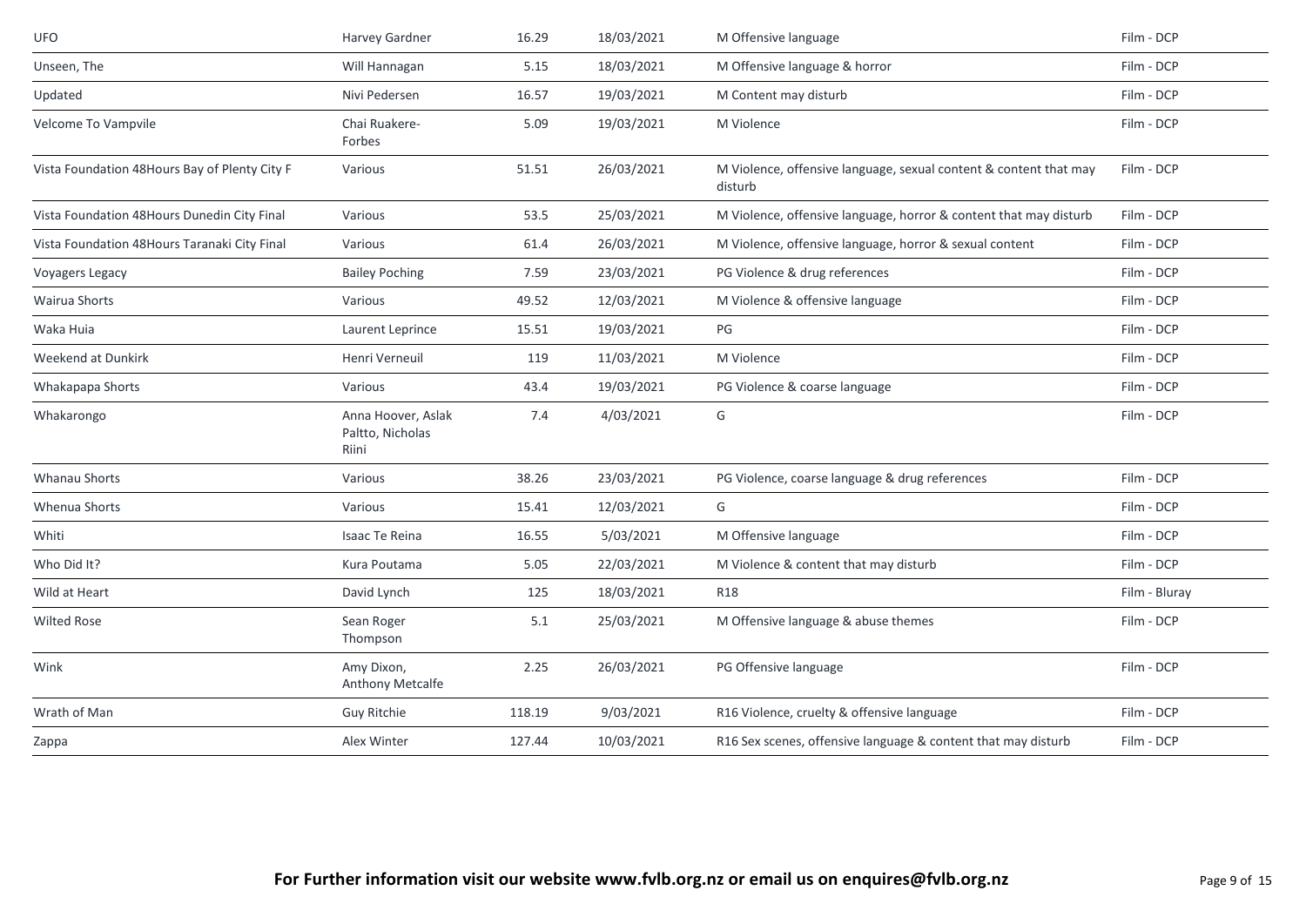| | | | | | |
|---|---|---|---|---|---|
| UFO | Harvey Gardner | 16.29 | 18/03/2021 | M Offensive language | Film - DCP |
| Unseen, The | Will Hannagan | 5.15 | 18/03/2021 | M Offensive language & horror | Film - DCP |
| Updated | Nivi Pedersen | 16.57 | 19/03/2021 | M Content may disturb | Film - DCP |
| Velcome To Vampvile | Chai Ruakere-Forbes | 5.09 | 19/03/2021 | M Violence | Film - DCP |
| Vista Foundation 48Hours Bay of Plenty City F | Various | 51.51 | 26/03/2021 | M Violence, offensive language, sexual content & content that may disturb | Film - DCP |
| Vista Foundation 48Hours Dunedin City Final | Various | 53.5 | 25/03/2021 | M Violence, offensive language, horror & content that may disturb | Film - DCP |
| Vista Foundation 48Hours Taranaki City Final | Various | 61.4 | 26/03/2021 | M Violence, offensive language, horror & sexual content | Film - DCP |
| Voyagers Legacy | Bailey Poching | 7.59 | 23/03/2021 | PG Violence & drug references | Film - DCP |
| Wairua Shorts | Various | 49.52 | 12/03/2021 | M Violence & offensive language | Film - DCP |
| Waka Huia | Laurent Leprince | 15.51 | 19/03/2021 | PG | Film - DCP |
| Weekend at Dunkirk | Henri Verneuil | 119 | 11/03/2021 | M Violence | Film - DCP |
| Whakapapa Shorts | Various | 43.4 | 19/03/2021 | PG Violence & coarse language | Film - DCP |
| Whakarongo | Anna Hoover, Aslak Paltto, Nicholas Riini | 7.4 | 4/03/2021 | G | Film - DCP |
| Whanau Shorts | Various | 38.26 | 23/03/2021 | PG Violence, coarse language & drug references | Film - DCP |
| Whenua Shorts | Various | 15.41 | 12/03/2021 | G | Film - DCP |
| Whiti | Isaac Te Reina | 16.55 | 5/03/2021 | M Offensive language | Film - DCP |
| Who Did It? | Kura Poutama | 5.05 | 22/03/2021 | M Violence & content that may disturb | Film - DCP |
| Wild at Heart | David Lynch | 125 | 18/03/2021 | R18 | Film - Bluray |
| Wilted Rose | Sean Roger Thompson | 5.1 | 25/03/2021 | M Offensive language & abuse themes | Film - DCP |
| Wink | Amy Dixon, Anthony Metcalfe | 2.25 | 26/03/2021 | PG Offensive language | Film - DCP |
| Wrath of Man | Guy Ritchie | 118.19 | 9/03/2021 | R16 Violence, cruelty & offensive language | Film - DCP |
| Zappa | Alex Winter | 127.44 | 10/03/2021 | R16 Sex scenes, offensive language & content that may disturb | Film - DCP |

**For Further information visit our website www.fvlb.org.nz or email us on enquires@fvlb.org.nz**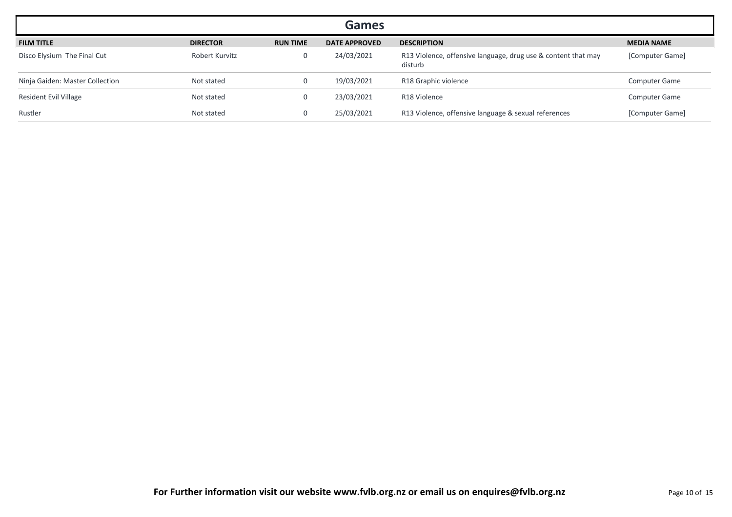## Games

| FILM TITLE | DIRECTOR | RUN TIME | DATE APPROVED | DESCRIPTION | MEDIA NAME |
|---|---|---|---|---|---|
| Disco Elysium The Final Cut | Robert Kurvitz | 0 | 24/03/2021 | R13 Violence, offensive language, drug use & content that may disturb | [Computer Game] |
| Ninja Gaiden: Master Collection | Not stated | 0 | 19/03/2021 | R18 Graphic violence | Computer Game |
| Resident Evil Village | Not stated | 0 | 23/03/2021 | R18 Violence | Computer Game |
| Rustler | Not stated | 0 | 25/03/2021 | R13 Violence, offensive language & sexual references | [Computer Game] |

**For Further information visit our website www.fvlb.org.nz or email us on enquires@fvlb.org.nz**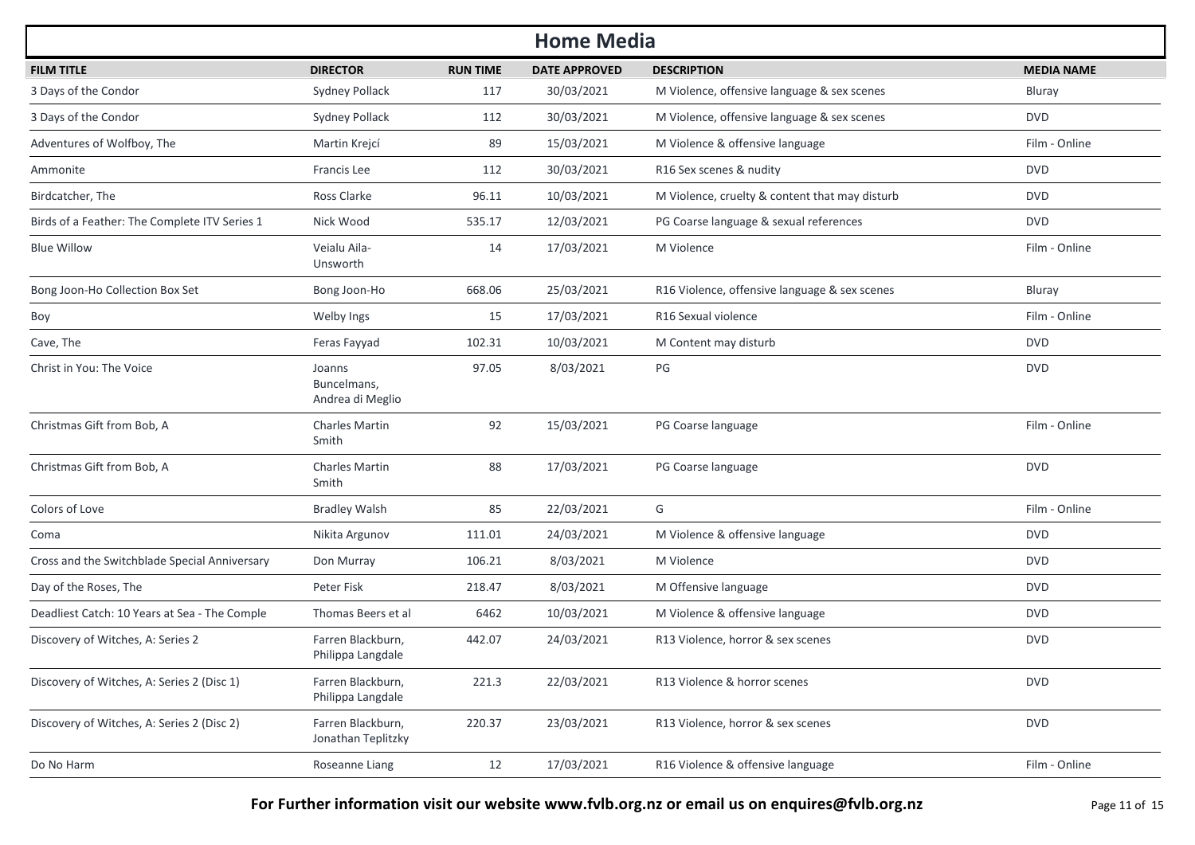# Home Media

| FILM TITLE | DIRECTOR | RUN TIME | DATE APPROVED | DESCRIPTION | MEDIA NAME |
|---|---|---|---|---|---|
| 3 Days of the Condor | Sydney Pollack | 117 | 30/03/2021 | M Violence, offensive language & sex scenes | Bluray |
| 3 Days of the Condor | Sydney Pollack | 112 | 30/03/2021 | M Violence, offensive language & sex scenes | DVD |
| Adventures of Wolfboy, The | Martin Krejcí | 89 | 15/03/2021 | M Violence & offensive language | Film - Online |
| Ammonite | Francis Lee | 112 | 30/03/2021 | R16 Sex scenes & nudity | DVD |
| Birdcatcher, The | Ross Clarke | 96.11 | 10/03/2021 | M Violence, cruelty & content that may disturb | DVD |
| Birds of a Feather: The Complete ITV Series 1 | Nick Wood | 535.17 | 12/03/2021 | PG Coarse language & sexual references | DVD |
| Blue Willow | Veialu Aila-Unsworth | 14 | 17/03/2021 | M Violence | Film - Online |
| Bong Joon-Ho Collection Box Set | Bong Joon-Ho | 668.06 | 25/03/2021 | R16 Violence, offensive language & sex scenes | Bluray |
| Boy | Welby Ings | 15 | 17/03/2021 | R16 Sexual violence | Film - Online |
| Cave, The | Feras Fayyad | 102.31 | 10/03/2021 | M Content may disturb | DVD |
| Christ in You: The Voice | Joanns Buncelmans, Andrea di Meglio | 97.05 | 8/03/2021 | PG | DVD |
| Christmas Gift from Bob, A | Charles Martin Smith | 92 | 15/03/2021 | PG Coarse language | Film - Online |
| Christmas Gift from Bob, A | Charles Martin Smith | 88 | 17/03/2021 | PG Coarse language | DVD |
| Colors of Love | Bradley Walsh | 85 | 22/03/2021 | G | Film - Online |
| Coma | Nikita Argunov | 111.01 | 24/03/2021 | M Violence & offensive language | DVD |
| Cross and the Switchblade Special Anniversary | Don Murray | 106.21 | 8/03/2021 | M Violence | DVD |
| Day of the Roses, The | Peter Fisk | 218.47 | 8/03/2021 | M Offensive language | DVD |
| Deadliest Catch: 10 Years at Sea - The Comple | Thomas Beers et al | 6462 | 10/03/2021 | M Violence & offensive language | DVD |
| Discovery of Witches, A: Series 2 | Farren Blackburn, Philippa Langdale | 442.07 | 24/03/2021 | R13 Violence, horror & sex scenes | DVD |
| Discovery of Witches, A: Series 2 (Disc 1) | Farren Blackburn, Philippa Langdale | 221.3 | 22/03/2021 | R13 Violence & horror scenes | DVD |
| Discovery of Witches, A: Series 2 (Disc 2) | Farren Blackburn, Jonathan Teplitzky | 220.37 | 23/03/2021 | R13 Violence, horror & sex scenes | DVD |
| Do No Harm | Roseanne Liang | 12 | 17/03/2021 | R16 Violence & offensive language | Film - Online |

**For Further information visit our website www.fvlb.org.nz or email us on enquires@fvlb.org.nz**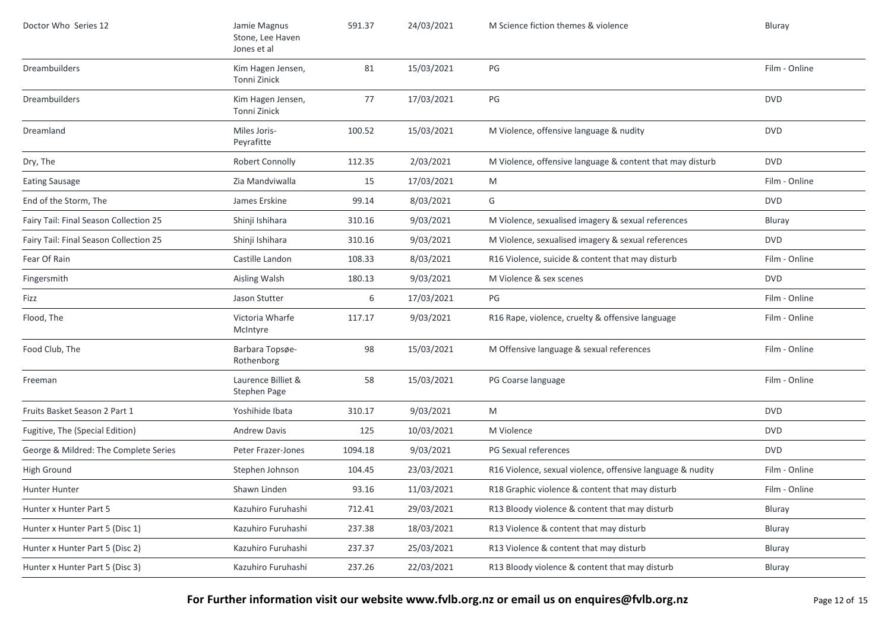| Title | Director | Running Time | Date | Classification | Format |
|---|---|---|---|---|---|
| Doctor Who Series 12 | Jamie Magnus Stone, Lee Haven Jones et al | 591.37 | 24/03/2021 | M Science fiction themes & violence | Bluray |
| Dreambuilders | Kim Hagen Jensen, Tonni Zinick | 81 | 15/03/2021 | PG | Film - Online |
| Dreambuilders | Kim Hagen Jensen, Tonni Zinick | 77 | 17/03/2021 | PG | DVD |
| Dreamland | Miles Joris-Peyrafitte | 100.52 | 15/03/2021 | M Violence, offensive language & nudity | DVD |
| Dry, The | Robert Connolly | 112.35 | 2/03/2021 | M Violence, offensive language & content that may disturb | DVD |
| Eating Sausage | Zia Mandviwalla | 15 | 17/03/2021 | M | Film - Online |
| End of the Storm, The | James Erskine | 99.14 | 8/03/2021 | G | DVD |
| Fairy Tail: Final Season Collection 25 | Shinji Ishihara | 310.16 | 9/03/2021 | M Violence, sexualised imagery & sexual references | Bluray |
| Fairy Tail: Final Season Collection 25 | Shinji Ishihara | 310.16 | 9/03/2021 | M Violence, sexualised imagery & sexual references | DVD |
| Fear Of Rain | Castille Landon | 108.33 | 8/03/2021 | R16 Violence, suicide & content that may disturb | Film - Online |
| Fingersmith | Aisling Walsh | 180.13 | 9/03/2021 | M Violence & sex scenes | DVD |
| Fizz | Jason Stutter | 6 | 17/03/2021 | PG | Film - Online |
| Flood, The | Victoria Wharfe McIntyre | 117.17 | 9/03/2021 | R16 Rape, violence, cruelty & offensive language | Film - Online |
| Food Club, The | Barbara Topsøe-Rothenborg | 98 | 15/03/2021 | M Offensive language & sexual references | Film - Online |
| Freeman | Laurence Billiet & Stephen Page | 58 | 15/03/2021 | PG Coarse language | Film - Online |
| Fruits Basket Season 2 Part 1 | Yoshihide Ibata | 310.17 | 9/03/2021 | M | DVD |
| Fugitive, The (Special Edition) | Andrew Davis | 125 | 10/03/2021 | M Violence | DVD |
| George & Mildred: The Complete Series | Peter Frazer-Jones | 1094.18 | 9/03/2021 | PG Sexual references | DVD |
| High Ground | Stephen Johnson | 104.45 | 23/03/2021 | R16 Violence, sexual violence, offensive language & nudity | Film - Online |
| Hunter Hunter | Shawn Linden | 93.16 | 11/03/2021 | R18 Graphic violence & content that may disturb | Film - Online |
| Hunter x Hunter Part 5 | Kazuhiro Furuhashi | 712.41 | 29/03/2021 | R13 Bloody violence & content that may disturb | Bluray |
| Hunter x Hunter Part 5 (Disc 1) | Kazuhiro Furuhashi | 237.38 | 18/03/2021 | R13 Violence & content that may disturb | Bluray |
| Hunter x Hunter Part 5 (Disc 2) | Kazuhiro Furuhashi | 237.37 | 25/03/2021 | R13 Violence & content that may disturb | Bluray |
| Hunter x Hunter Part 5 (Disc 3) | Kazuhiro Furuhashi | 237.26 | 22/03/2021 | R13 Bloody violence & content that may disturb | Bluray |

**For Further information visit our website www.fvlb.org.nz or email us on enquires@fvlb.org.nz**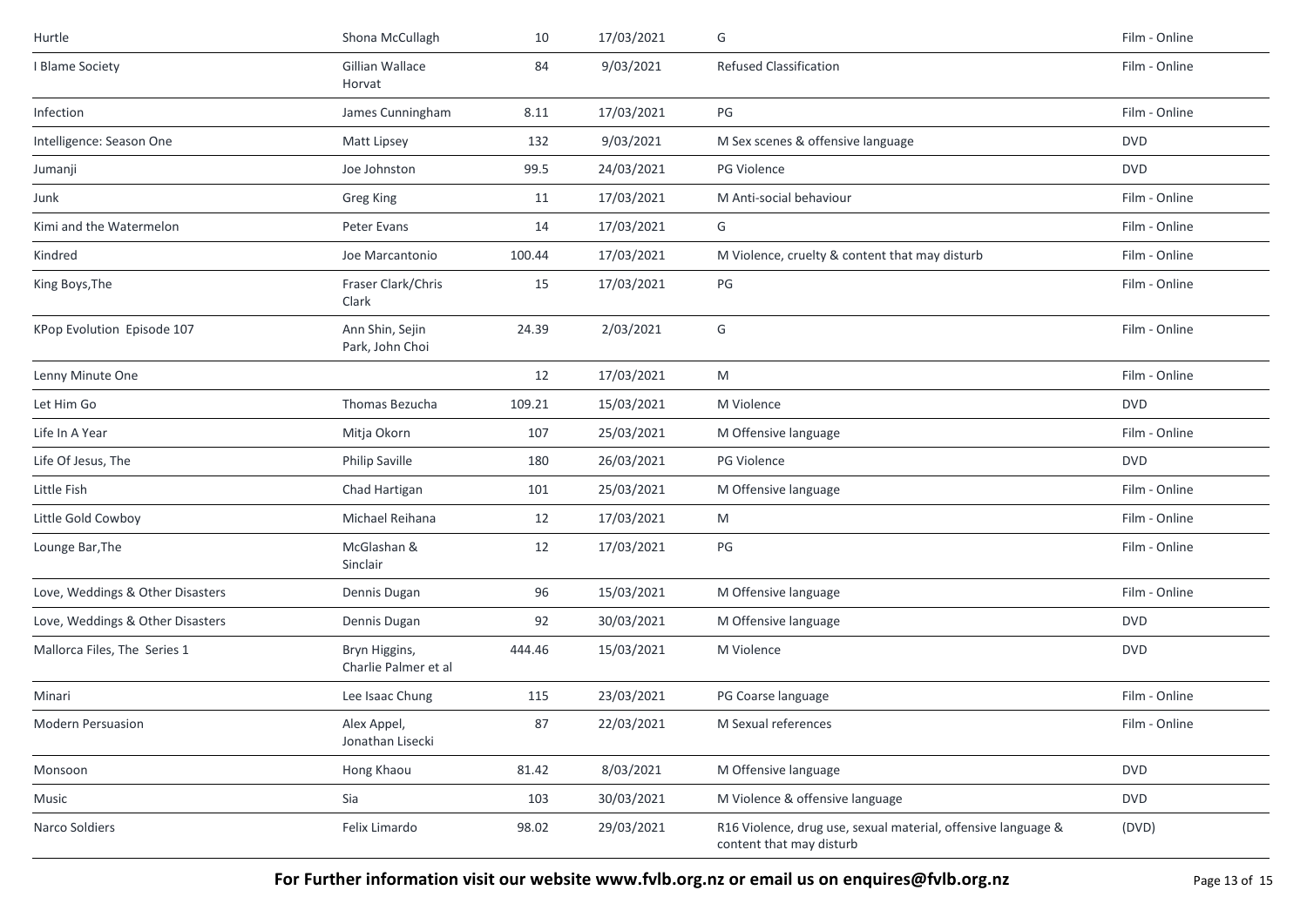| | | | | | |
|---|---|---|---|---|---|
| Hurtle | Shona McCullagh | 10 | 17/03/2021 | G | Film - Online |
| I Blame Society | Gillian Wallace Horvat | 84 | 9/03/2021 | Refused Classification | Film - Online |
| Infection | James Cunningham | 8.11 | 17/03/2021 | PG | Film - Online |
| Intelligence: Season One | Matt Lipsey | 132 | 9/03/2021 | M Sex scenes & offensive language | DVD |
| Jumanji | Joe Johnston | 99.5 | 24/03/2021 | PG Violence | DVD |
| Junk | Greg King | 11 | 17/03/2021 | M Anti-social behaviour | Film - Online |
| Kimi and the Watermelon | Peter Evans | 14 | 17/03/2021 | G | Film - Online |
| Kindred | Joe Marcantonio | 100.44 | 17/03/2021 | M Violence, cruelty & content that may disturb | Film - Online |
| King Boys,The | Fraser Clark/Chris Clark | 15 | 17/03/2021 | PG | Film - Online |
| KPop Evolution Episode 107 | Ann Shin, Sejin Park, John Choi | 24.39 | 2/03/2021 | G | Film - Online |
| Lenny Minute One | | 12 | 17/03/2021 | M | Film - Online |
| Let Him Go | Thomas Bezucha | 109.21 | 15/03/2021 | M Violence | DVD |
| Life In A Year | Mitja Okorn | 107 | 25/03/2021 | M Offensive language | Film - Online |
| Life Of Jesus, The | Philip Saville | 180 | 26/03/2021 | PG Violence | DVD |
| Little Fish | Chad Hartigan | 101 | 25/03/2021 | M Offensive language | Film - Online |
| Little Gold Cowboy | Michael Reihana | 12 | 17/03/2021 | M | Film - Online |
| Lounge Bar,The | McGlashan & Sinclair | 12 | 17/03/2021 | PG | Film - Online |
| Love, Weddings & Other Disasters | Dennis Dugan | 96 | 15/03/2021 | M Offensive language | Film - Online |
| Love, Weddings & Other Disasters | Dennis Dugan | 92 | 30/03/2021 | M Offensive language | DVD |
| Mallorca Files, The Series 1 | Bryn Higgins, Charlie Palmer et al | 444.46 | 15/03/2021 | M Violence | DVD |
| Minari | Lee Isaac Chung | 115 | 23/03/2021 | PG Coarse language | Film - Online |
| Modern Persuasion | Alex Appel, Jonathan Lisecki | 87 | 22/03/2021 | M Sexual references | Film - Online |
| Monsoon | Hong Khaou | 81.42 | 8/03/2021 | M Offensive language | DVD |
| Music | Sia | 103 | 30/03/2021 | M Violence & offensive language | DVD |
| Narco Soldiers | Felix Limardo | 98.02 | 29/03/2021 | R16 Violence, drug use, sexual material, offensive language & content that may disturb | (DVD) |

**For Further information visit our website www.fvlb.org.nz or email us on enquires@fvlb.org.nz**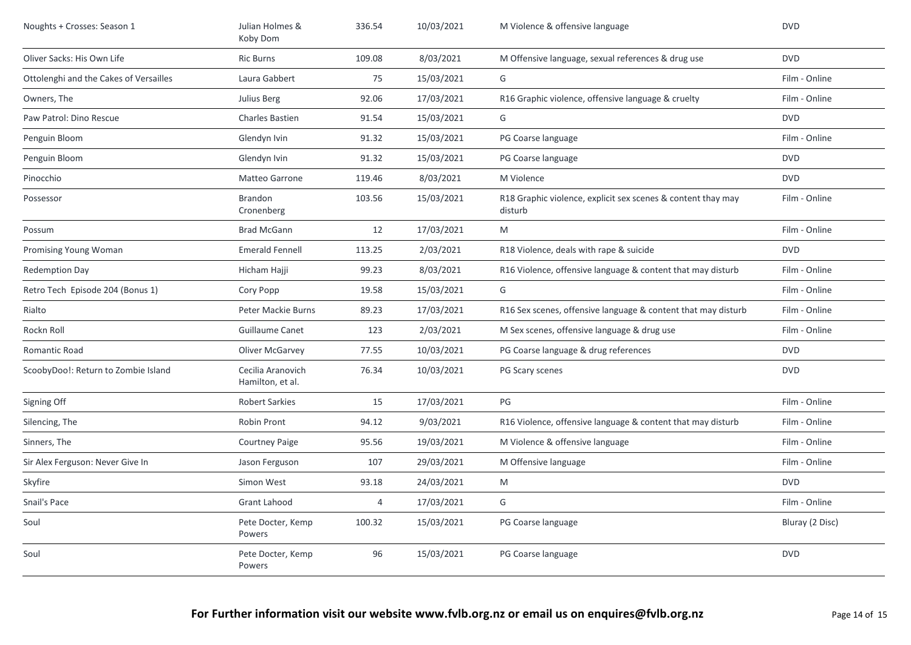| | | | | | |
|---|---|---|---|---|---|
| Noughts + Crosses: Season 1 | Julian Holmes & Koby Dom | 336.54 | 10/03/2021 | M Violence & offensive language | DVD |
| Oliver Sacks: His Own Life | Ric Burns | 109.08 | 8/03/2021 | M Offensive language, sexual references & drug use | DVD |
| Ottolenghi and the Cakes of Versailles | Laura Gabbert | 75 | 15/03/2021 | G | Film - Online |
| Owners, The | Julius Berg | 92.06 | 17/03/2021 | R16 Graphic violence, offensive language & cruelty | Film - Online |
| Paw Patrol: Dino Rescue | Charles Bastien | 91.54 | 15/03/2021 | G | DVD |
| Penguin Bloom | Glendyn Ivin | 91.32 | 15/03/2021 | PG Coarse language | Film - Online |
| Penguin Bloom | Glendyn Ivin | 91.32 | 15/03/2021 | PG Coarse language | DVD |
| Pinocchio | Matteo Garrone | 119.46 | 8/03/2021 | M Violence | DVD |
| Possessor | Brandon Cronenberg | 103.56 | 15/03/2021 | R18 Graphic violence, explicit sex scenes & content thay may disturb | Film - Online |
| Possum | Brad McGann | 12 | 17/03/2021 | M | Film - Online |
| Promising Young Woman | Emerald Fennell | 113.25 | 2/03/2021 | R18 Violence, deals with rape & suicide | DVD |
| Redemption Day | Hicham Hajji | 99.23 | 8/03/2021 | R16 Violence, offensive language & content that may disturb | Film - Online |
| Retro Tech Episode 204 (Bonus 1) | Cory Popp | 19.58 | 15/03/2021 | G | Film - Online |
| Rialto | Peter Mackie Burns | 89.23 | 17/03/2021 | R16 Sex scenes, offensive language & content that may disturb | Film - Online |
| Rockn Roll | Guillaume Canet | 123 | 2/03/2021 | M Sex scenes, offensive language & drug use | Film - Online |
| Romantic Road | Oliver McGarvey | 77.55 | 10/03/2021 | PG Coarse language & drug references | DVD |
| ScoobyDoo!: Return to Zombie Island | Cecilia Aranovich Hamilton, et al. | 76.34 | 10/03/2021 | PG Scary scenes | DVD |
| Signing Off | Robert Sarkies | 15 | 17/03/2021 | PG | Film - Online |
| Silencing, The | Robin Pront | 94.12 | 9/03/2021 | R16 Violence, offensive language & content that may disturb | Film - Online |
| Sinners, The | Courtney Paige | 95.56 | 19/03/2021 | M Violence & offensive language | Film - Online |
| Sir Alex Ferguson: Never Give In | Jason Ferguson | 107 | 29/03/2021 | M Offensive language | Film - Online |
| Skyfire | Simon West | 93.18 | 24/03/2021 | M | DVD |
| Snail's Pace | Grant Lahood | 4 | 17/03/2021 | G | Film - Online |
| Soul | Pete Docter, Kemp Powers | 100.32 | 15/03/2021 | PG Coarse language | Bluray (2 Disc) |
| Soul | Pete Docter, Kemp Powers | 96 | 15/03/2021 | PG Coarse language | DVD |

**For Further information visit our website www.fvlb.org.nz or email us on enquires@fvlb.org.nz**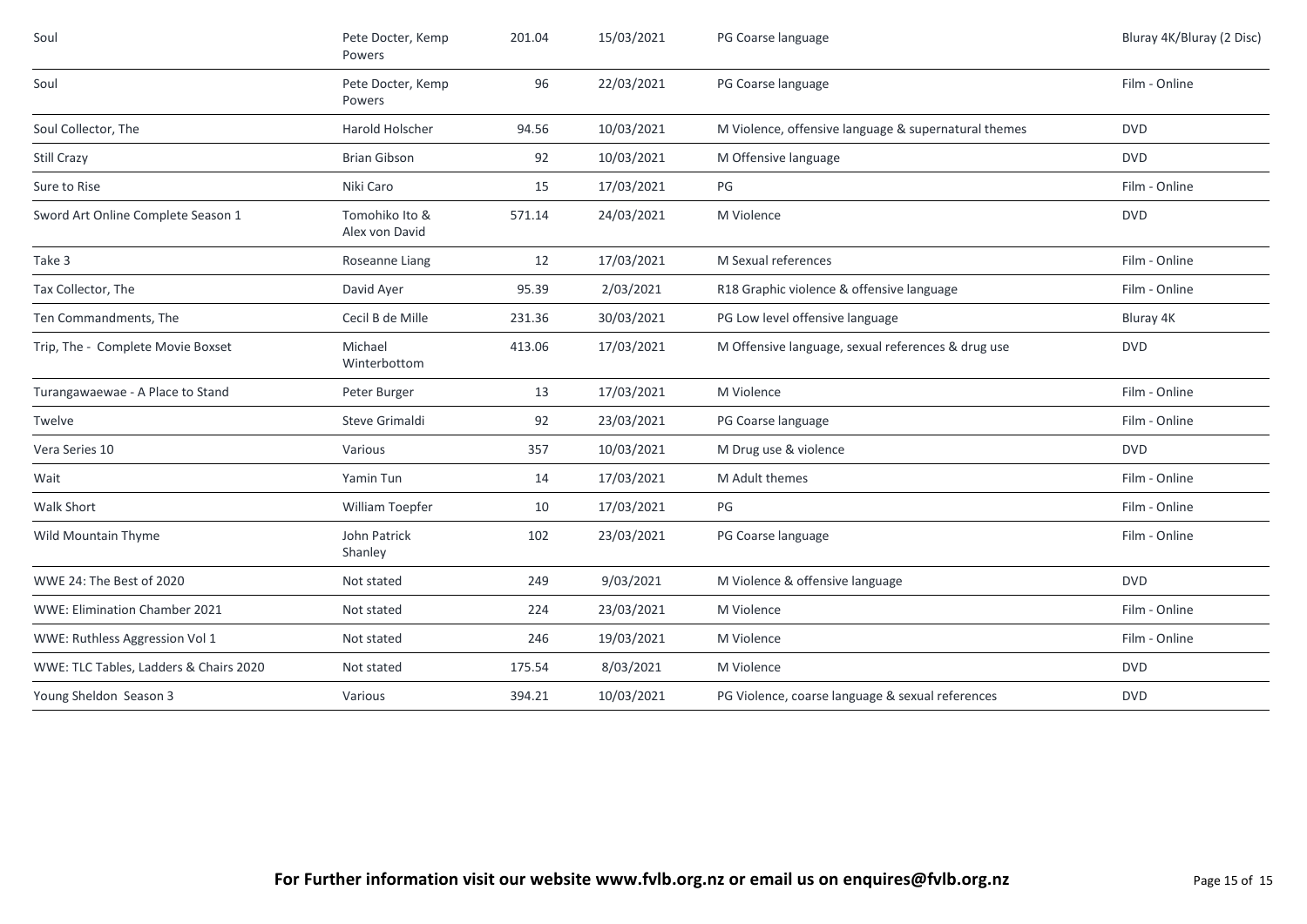| | | | | | |
|---|---|---|---|---|---|
| Soul | Pete Docter, Kemp Powers | 201.04 | 15/03/2021 | PG Coarse language | Bluray 4K/Bluray (2 Disc) |
| Soul | Pete Docter, Kemp Powers | 96 | 22/03/2021 | PG Coarse language | Film - Online |
| Soul Collector, The | Harold Holscher | 94.56 | 10/03/2021 | M Violence, offensive language & supernatural themes | DVD |
| Still Crazy | Brian Gibson | 92 | 10/03/2021 | M Offensive language | DVD |
| Sure to Rise | Niki Caro | 15 | 17/03/2021 | PG | Film - Online |
| Sword Art Online Complete Season 1 | Tomohiko Ito & Alex von David | 571.14 | 24/03/2021 | M Violence | DVD |
| Take 3 | Roseanne Liang | 12 | 17/03/2021 | M Sexual references | Film - Online |
| Tax Collector, The | David Ayer | 95.39 | 2/03/2021 | R18 Graphic violence & offensive language | Film - Online |
| Ten Commandments, The | Cecil B de Mille | 231.36 | 30/03/2021 | PG Low level offensive language | Bluray 4K |
| Trip, The - Complete Movie Boxset | Michael Winterbottom | 413.06 | 17/03/2021 | M Offensive language, sexual references & drug use | DVD |
| Turangawaewae - A Place to Stand | Peter Burger | 13 | 17/03/2021 | M Violence | Film - Online |
| Twelve | Steve Grimaldi | 92 | 23/03/2021 | PG Coarse language | Film - Online |
| Vera Series 10 | Various | 357 | 10/03/2021 | M Drug use & violence | DVD |
| Wait | Yamin Tun | 14 | 17/03/2021 | M Adult themes | Film - Online |
| Walk Short | William Toepfer | 10 | 17/03/2021 | PG | Film - Online |
| Wild Mountain Thyme | John Patrick Shanley | 102 | 23/03/2021 | PG Coarse language | Film - Online |
| WWE 24: The Best of 2020 | Not stated | 249 | 9/03/2021 | M Violence & offensive language | DVD |
| WWE: Elimination Chamber 2021 | Not stated | 224 | 23/03/2021 | M Violence | Film - Online |
| WWE: Ruthless Aggression Vol 1 | Not stated | 246 | 19/03/2021 | M Violence | Film - Online |
| WWE: TLC Tables, Ladders & Chairs 2020 | Not stated | 175.54 | 8/03/2021 | M Violence | DVD |
| Young Sheldon Season 3 | Various | 394.21 | 10/03/2021 | PG Violence, coarse language & sexual references | DVD |

**For Further information visit our website www.fvlb.org.nz or email us on enquires@fvlb.org.nz**